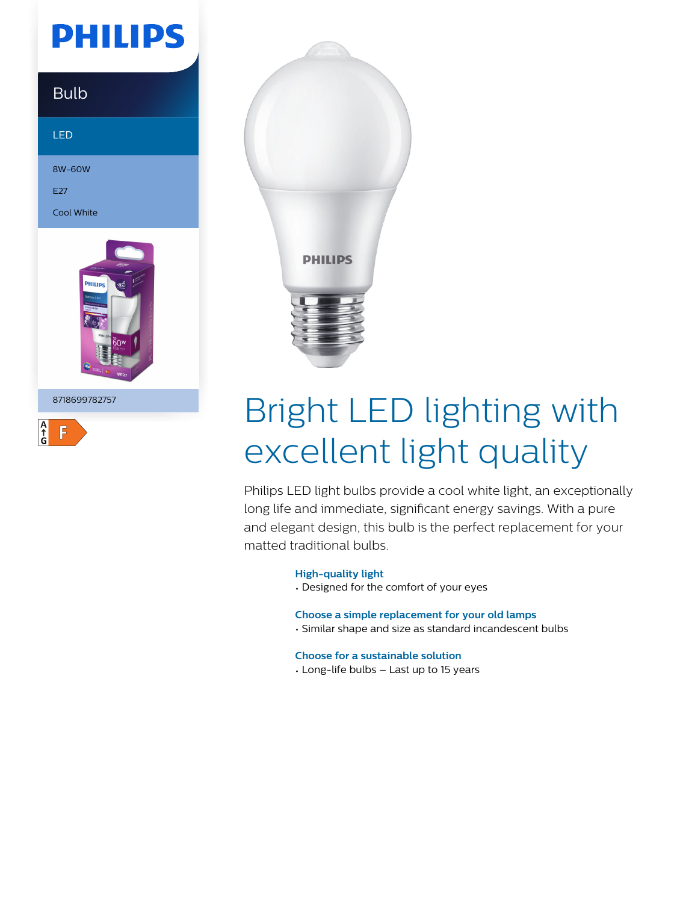PHILIPS

Bulb

LED

8W-60W

E27

Cool White

8718699782757

F

# Bright LED lighting with excellent light quality

Philips LED light bulbs provide a cool white light, an exceptionally long life and immediate, significant energy savings. With a pure and elegant design, this bulb is the perfect replacement for your matted traditional bulbs.

### High-quality light
- Designed for the comfort of your eyes

### Choose a simple replacement for your old lamps
- Similar shape and size as standard incandescent bulbs

### Choose for a sustainable solution
- Long-life bulbs – Last up to 15 years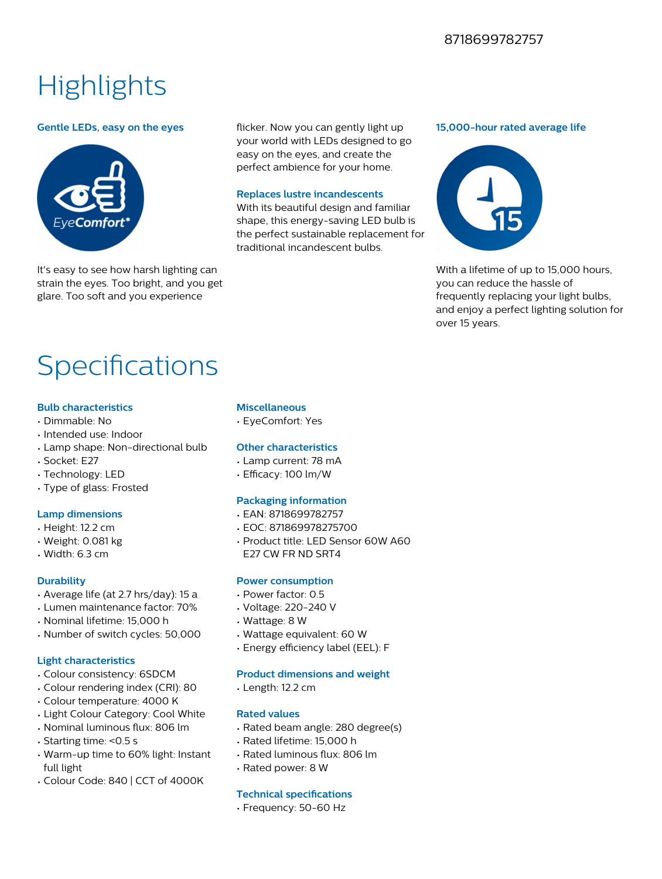8718699782757

# Highlights

### Gentle LEDs, easy on the eyes

It's easy to see how harsh lighting can strain the eyes. Too bright, and you get glare. Too soft and you experience flicker. Now you can gently light up your world with LEDs designed to go easy on the eyes, and create the perfect ambience for your home.

### Replaces lustre incandescents

With its beautiful design and familiar shape, this energy-saving LED bulb is the perfect sustainable replacement for traditional incandescent bulbs.

### 15,000-hour rated average life

With a lifetime of up to 15,000 hours, you can reduce the hassle of frequently replacing your light bulbs, and enjoy a perfect lighting solution for over 15 years.

# Specifications

### Bulb characteristics

- Dimmable: No
- Intended use: Indoor
- Lamp shape: Non-directional bulb
- Socket: E27
- Technology: LED
- Type of glass: Frosted

### Lamp dimensions

- Height: 12.2 cm
- Weight: 0.081 kg
- Width: 6.3 cm

### Durability

- Average life (at 2.7 hrs/day): 15 a
- Lumen maintenance factor: 70%
- Nominal lifetime: 15,000 h
- Number of switch cycles: 50,000

### Light characteristics

- Colour consistency: 6SDCM
- Colour rendering index (CRI): 80
- Colour temperature: 4000 K
- Light Colour Category: Cool White
- Nominal luminous flux: 806 lm
- Starting time: <0.5 s
- Warm-up time to 60% light: Instant full light
- Colour Code: 840 | CCT of 4000K

### Miscellaneous

- EyeComfort: Yes

### Other characteristics

- Lamp current: 78 mA
- Efficacy: 100 lm/W

### Packaging information

- EAN: 8718699782757
- EOC: 871869978275700
- Product title: LED Sensor 60W A60 E27 CW FR ND SRT4

### Power consumption

- Power factor: 0.5
- Voltage: 220-240 V
- Wattage: 8 W
- Wattage equivalent: 60 W
- Energy efficiency label (EEL): F

### Product dimensions and weight

- Length: 12.2 cm

### Rated values

- Rated beam angle: 280 degree(s)
- Rated lifetime: 15,000 h
- Rated luminous flux: 806 lm
- Rated power: 8 W

### Technical specifications

- Frequency: 50-60 Hz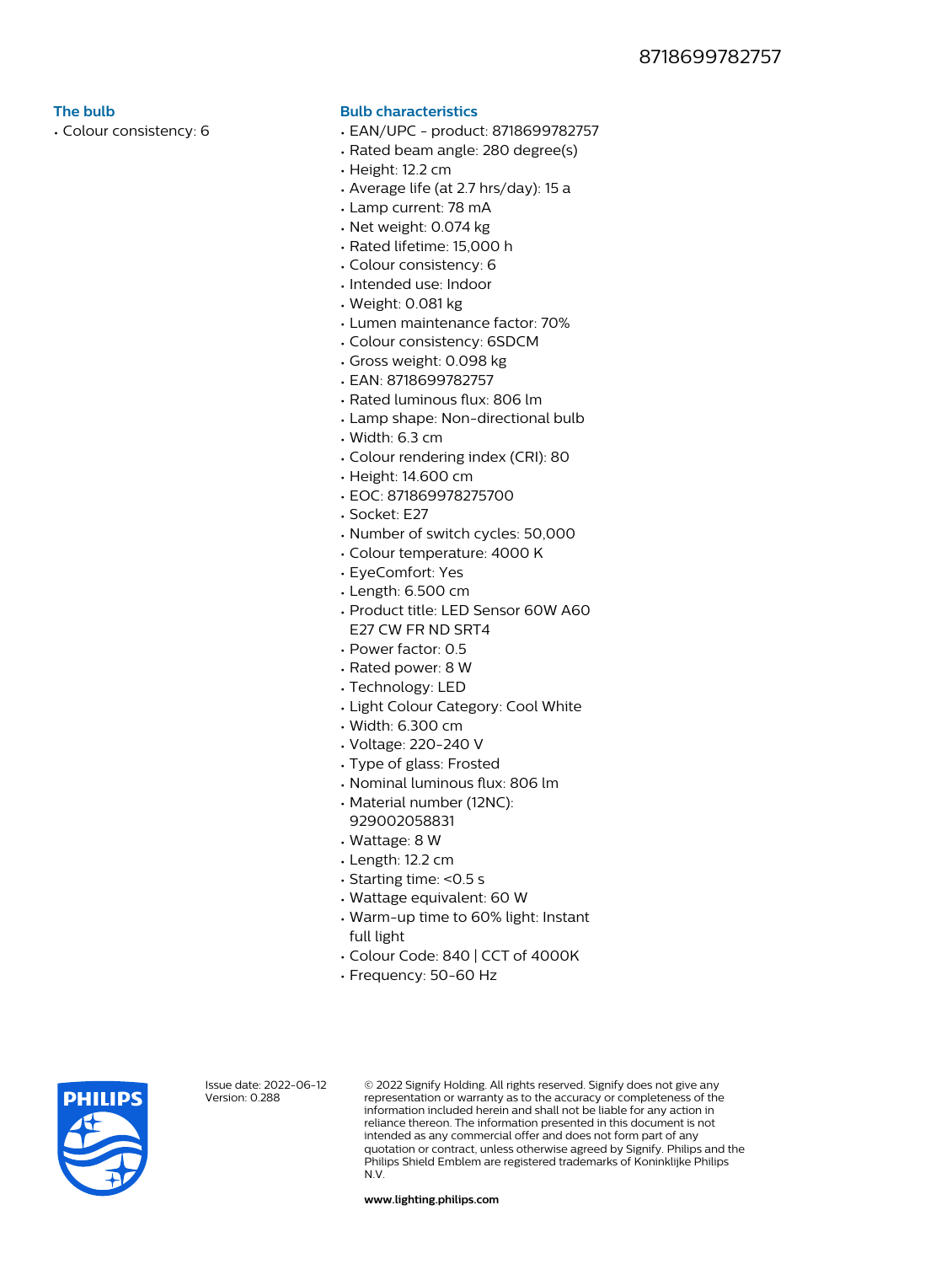8718699782757

## The bulb

- Colour consistency: 6

## Bulb characteristics

- EAN/UPC - product: 8718699782757
- Rated beam angle: 280 degree(s)
- Height: 12.2 cm
- Average life (at 2.7 hrs/day): 15 a
- Lamp current: 78 mA
- Net weight: 0.074 kg
- Rated lifetime: 15,000 h
- Colour consistency: 6
- Intended use: Indoor
- Weight: 0.081 kg
- Lumen maintenance factor: 70%
- Colour consistency: 6SDCM
- Gross weight: 0.098 kg
- EAN: 8718699782757
- Rated luminous flux: 806 lm
- Lamp shape: Non-directional bulb
- Width: 6.3 cm
- Colour rendering index (CRI): 80
- Height: 14.600 cm
- EOC: 871869978275700
- Socket: E27
- Number of switch cycles: 50,000
- Colour temperature: 4000 K
- EyeComfort: Yes
- Length: 6.500 cm
- Product title: LED Sensor 60W A60 E27 CW FR ND SRT4
- Power factor: 0.5
- Rated power: 8 W
- Technology: LED
- Light Colour Category: Cool White
- Width: 6.300 cm
- Voltage: 220-240 V
- Type of glass: Frosted
- Nominal luminous flux: 806 lm
- Material number (12NC): 929002058831
- Wattage: 8 W
- Length: 12.2 cm
- Starting time: <0.5 s
- Wattage equivalent: 60 W
- Warm-up time to 60% light: Instant full light
- Colour Code: 840 | CCT of 4000K
- Frequency: 50-60 Hz

Issue date: 2022-06-12
Version: 0.288

© 2022 Signify Holding. All rights reserved. Signify does not give any representation or warranty as to the accuracy or completeness of the information included herein and shall not be liable for any action in reliance thereon. The information presented in this document is not intended as any commercial offer and does not form part of any quotation or contract, unless otherwise agreed by Signify. Philips and the Philips Shield Emblem are registered trademarks of Koninklijke Philips N.V.

**www.lighting.philips.com**